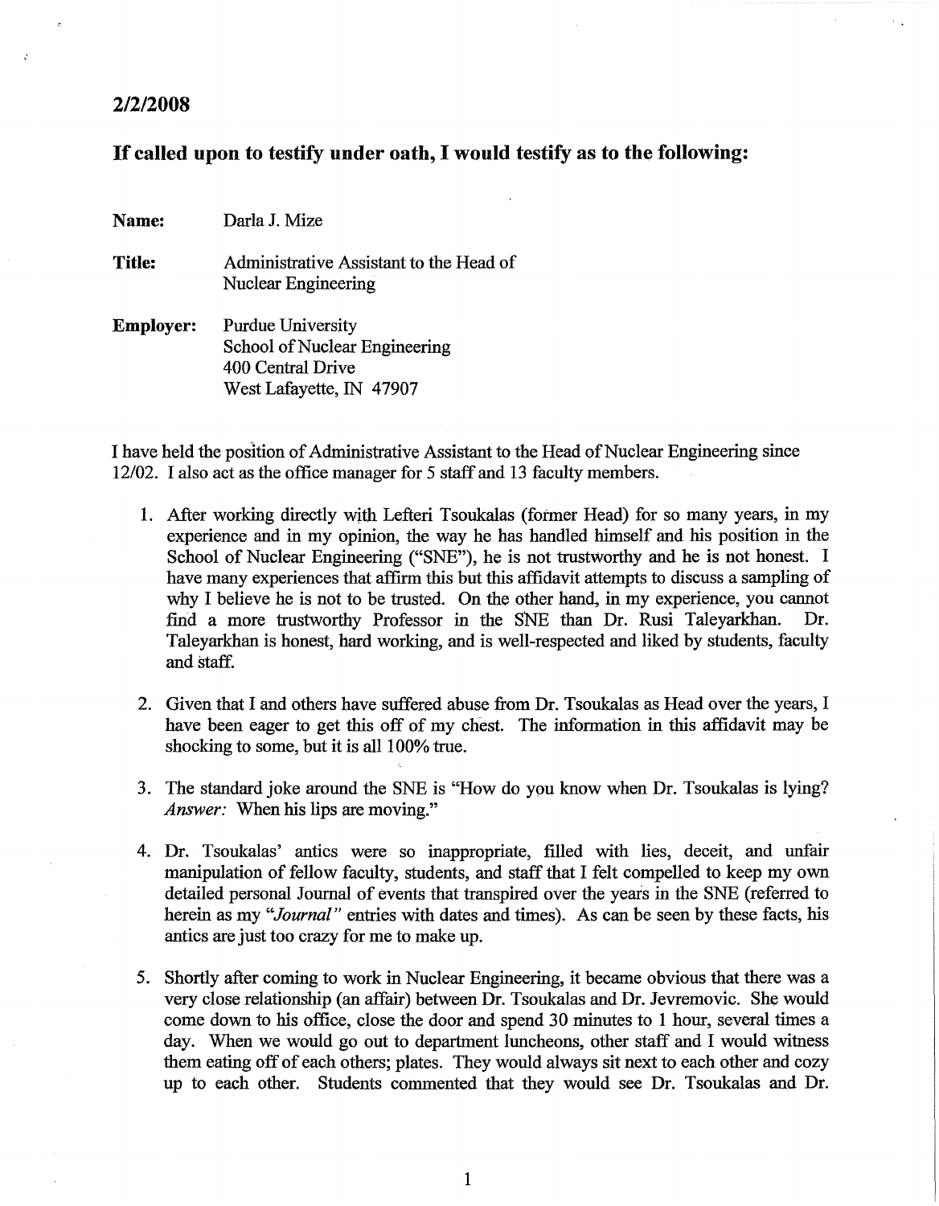**2/2/2008**

**If called upon to testify under oath, I would testify as to the following:**

**Name:** Darla J. Mize

**Title:** Administrative Assistant to the Head of Nuclear Engineering

**Employer:** Purdue University
School of Nuclear Engineering
400 Central Drive
West Lafayette, IN 47907

I have held the position of Administrative Assistant to the Head of Nuclear Engineering since 12/02. I also act as the office manager for 5 staff and 13 faculty members.

1. After working directly with Lefteri Tsoukalas (former Head) for so many years, in my experience and in my opinion, the way he has handled himself and his position in the School of Nuclear Engineering ("SNE"), he is not trustworthy and he is not honest. I have many experiences that affirm this but this affidavit attempts to discuss a sampling of why I believe he is not to be trusted. On the other hand, in my experience, you cannot find a more trustworthy Professor in the SNE than Dr. Rusi Taleyarkhan. Dr. Taleyarkhan is honest, hard working, and is well-respected and liked by students, faculty and staff.

2. Given that I and others have suffered abuse from Dr. Tsoukalas as Head over the years, I have been eager to get this off of my chest. The information in this affidavit may be shocking to some, but it is all 100% true.

3. The standard joke around the SNE is "How do you know when Dr. Tsoukalas is lying? *Answer:* When his lips are moving."

4. Dr. Tsoukalas' antics were so inappropriate, filled with lies, deceit, and unfair manipulation of fellow faculty, students, and staff that I felt compelled to keep my own detailed personal Journal of events that transpired over the years in the SNE (referred to herein as my "*Journal*" entries with dates and times). As can be seen by these facts, his antics are just too crazy for me to make up.

5. Shortly after coming to work in Nuclear Engineering, it became obvious that there was a very close relationship (an affair) between Dr. Tsoukalas and Dr. Jevremovic. She would come down to his office, close the door and spend 30 minutes to 1 hour, several times a day. When we would go out to department luncheons, other staff and I would witness them eating off of each others; plates. They would always sit next to each other and cozy up to each other. Students commented that they would see Dr. Tsoukalas and Dr.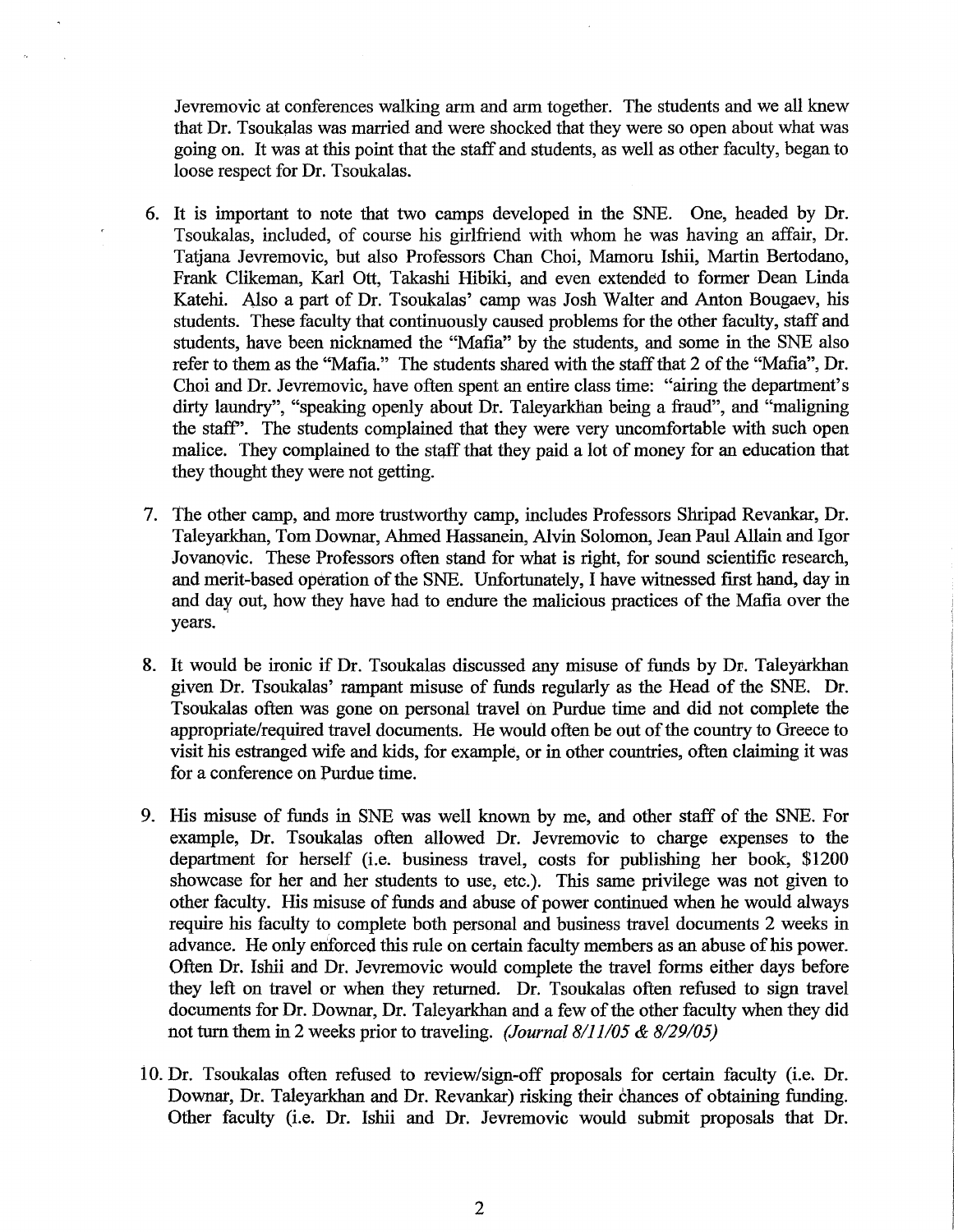Jevremovic at conferences walking arm and arm together. The students and we all knew that Dr. Tsoukalas was married and were shocked that they were so open about what was going on. It was at this point that the staff and students, as well as other faculty, began to loose respect for Dr. Tsoukalas.

6. It is important to note that two camps developed in the SNE. One, headed by Dr. Tsoukalas, included, of course his girlfriend with whom he was having an affair, Dr. Tatjana Jevremovic, but also Professors Chan Choi, Mamoru Ishii, Martin Bertodano, Frank Clikeman, Karl Ott, Takashi Hibiki, and even extended to former Dean Linda Katehi. Also a part of Dr. Tsoukalas' camp was Josh Walter and Anton Bougaev, his students. These faculty that continuously caused problems for the other faculty, staff and students, have been nicknamed the "Mafia" by the students, and some in the SNE also refer to them as the "Mafia." The students shared with the staff that 2 of the "Mafia", Dr. Choi and Dr. Jevremovic, have often spent an entire class time: "airing the department's dirty laundry", "speaking openly about Dr. Taleyarkhan being a fraud", and "maligning the staff". The students complained that they were very uncomfortable with such open malice. They complained to the staff that they paid a lot of money for an education that they thought they were not getting.

7. The other camp, and more trustworthy camp, includes Professors Shripad Revankar, Dr. Taleyarkhan, Tom Downar, Ahmed Hassanein, Alvin Solomon, Jean Paul Allain and Igor Jovanovic. These Professors often stand for what is right, for sound scientific research, and merit-based operation of the SNE. Unfortunately, I have witnessed first hand, day in and day out, how they have had to endure the malicious practices of the Mafia over the years.

8. It would be ironic if Dr. Tsoukalas discussed any misuse of funds by Dr. Taleyarkhan given Dr. Tsoukalas' rampant misuse of funds regularly as the Head of the SNE. Dr. Tsoukalas often was gone on personal travel on Purdue time and did not complete the appropriate/required travel documents. He would often be out of the country to Greece to visit his estranged wife and kids, for example, or in other countries, often claiming it was for a conference on Purdue time.

9. His misuse of funds in SNE was well known by me, and other staff of the SNE. For example, Dr. Tsoukalas often allowed Dr. Jevremovic to charge expenses to the department for herself (i.e. business travel, costs for publishing her book, $1200 showcase for her and her students to use, etc.). This same privilege was not given to other faculty. His misuse of funds and abuse of power continued when he would always require his faculty to complete both personal and business travel documents 2 weeks in advance. He only enforced this rule on certain faculty members as an abuse of his power. Often Dr. Ishii and Dr. Jevremovic would complete the travel forms either days before they left on travel or when they returned. Dr. Tsoukalas often refused to sign travel documents for Dr. Downar, Dr. Taleyarkhan and a few of the other faculty when they did not turn them in 2 weeks prior to traveling. *(Journal 8/11/05 & 8/29/05)*

10. Dr. Tsoukalas often refused to review/sign-off proposals for certain faculty (i.e. Dr. Downar, Dr. Taleyarkhan and Dr. Revankar) risking their chances of obtaining funding. Other faculty (i.e. Dr. Ishii and Dr. Jevremovic would submit proposals that Dr.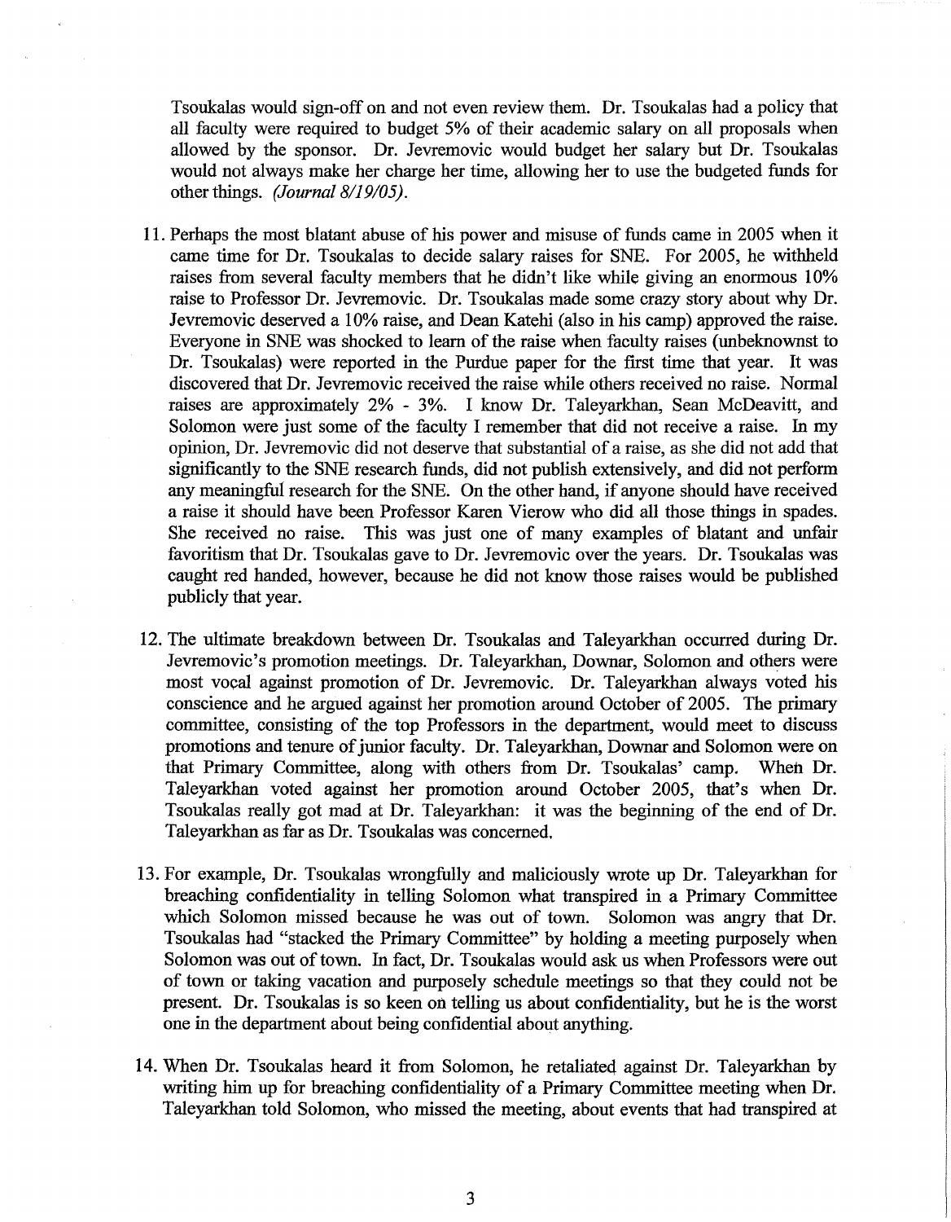Tsoukalas would sign-off on and not even review them. Dr. Tsoukalas had a policy that all faculty were required to budget 5% of their academic salary on all proposals when allowed by the sponsor. Dr. Jevremovic would budget her salary but Dr. Tsoukalas would not always make her charge her time, allowing her to use the budgeted funds for other things. *(Journal 8/19/05)*.

11. Perhaps the most blatant abuse of his power and misuse of funds came in 2005 when it came time for Dr. Tsoukalas to decide salary raises for SNE. For 2005, he withheld raises from several faculty members that he didn't like while giving an enormous 10% raise to Professor Dr. Jevremovic. Dr. Tsoukalas made some crazy story about why Dr. Jevremovic deserved a 10% raise, and Dean Katehi (also in his camp) approved the raise. Everyone in SNE was shocked to learn of the raise when faculty raises (unbeknownst to Dr. Tsoukalas) were reported in the Purdue paper for the first time that year. It was discovered that Dr. Jevremovic received the raise while others received no raise. Normal raises are approximately 2% - 3%. I know Dr. Taleyarkhan, Sean McDeavitt, and Solomon were just some of the faculty I remember that did not receive a raise. In my opinion, Dr. Jevremovic did not deserve that substantial of a raise, as she did not add that significantly to the SNE research funds, did not publish extensively, and did not perform any meaningful research for the SNE. On the other hand, if anyone should have received a raise it should have been Professor Karen Vierow who did all those things in spades. She received no raise. This was just one of many examples of blatant and unfair favoritism that Dr. Tsoukalas gave to Dr. Jevremovic over the years. Dr. Tsoukalas was caught red handed, however, because he did not know those raises would be published publicly that year.

12. The ultimate breakdown between Dr. Tsoukalas and Taleyarkhan occurred during Dr. Jevremovic's promotion meetings. Dr. Taleyarkhan, Downar, Solomon and others were most vocal against promotion of Dr. Jevremovic. Dr. Taleyarkhan always voted his conscience and he argued against her promotion around October of 2005. The primary committee, consisting of the top Professors in the department, would meet to discuss promotions and tenure of junior faculty. Dr. Taleyarkhan, Downar and Solomon were on that Primary Committee, along with others from Dr. Tsoukalas' camp. When Dr. Taleyarkhan voted against her promotion around October 2005, that's when Dr. Tsoukalas really got mad at Dr. Taleyarkhan: it was the beginning of the end of Dr. Taleyarkhan as far as Dr. Tsoukalas was concerned.

13. For example, Dr. Tsoukalas wrongfully and maliciously wrote up Dr. Taleyarkhan for breaching confidentiality in telling Solomon what transpired in a Primary Committee which Solomon missed because he was out of town. Solomon was angry that Dr. Tsoukalas had "stacked the Primary Committee" by holding a meeting purposely when Solomon was out of town. In fact, Dr. Tsoukalas would ask us when Professors were out of town or taking vacation and purposely schedule meetings so that they could not be present. Dr. Tsoukalas is so keen on telling us about confidentiality, but he is the worst one in the department about being confidential about anything.

14. When Dr. Tsoukalas heard it from Solomon, he retaliated against Dr. Taleyarkhan by writing him up for breaching confidentiality of a Primary Committee meeting when Dr. Taleyarkhan told Solomon, who missed the meeting, about events that had transpired at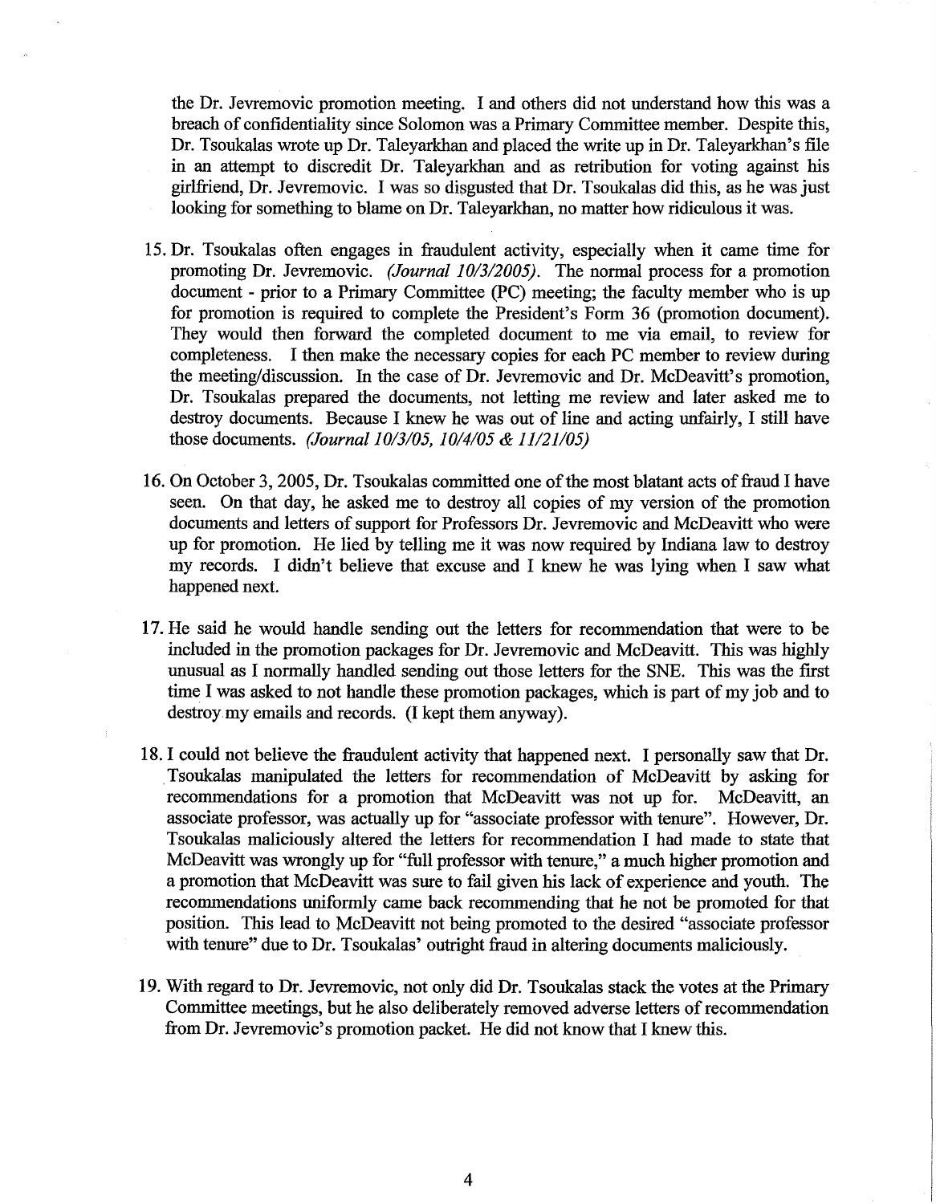the Dr. Jevremovic promotion meeting. I and others did not understand how this was a breach of confidentiality since Solomon was a Primary Committee member. Despite this, Dr. Tsoukalas wrote up Dr. Taleyarkhan and placed the write up in Dr. Taleyarkhan's file in an attempt to discredit Dr. Taleyarkhan and as retribution for voting against his girlfriend, Dr. Jevremovic. I was so disgusted that Dr. Tsoukalas did this, as he was just looking for something to blame on Dr. Taleyarkhan, no matter how ridiculous it was.

15. Dr. Tsoukalas often engages in fraudulent activity, especially when it came time for promoting Dr. Jevremovic. *(Journal 10/3/2005).* The normal process for a promotion document - prior to a Primary Committee (PC) meeting; the faculty member who is up for promotion is required to complete the President's Form 36 (promotion document). They would then forward the completed document to me via email, to review for completeness. I then make the necessary copies for each PC member to review during the meeting/discussion. In the case of Dr. Jevremovic and Dr. McDeavitt's promotion, Dr. Tsoukalas prepared the documents, not letting me review and later asked me to destroy documents. Because I knew he was out of line and acting unfairly, I still have those documents. *(Journal 10/3/05, 10/4/05 & 11/21/05)*

16. On October 3, 2005, Dr. Tsoukalas committed one of the most blatant acts of fraud I have seen. On that day, he asked me to destroy all copies of my version of the promotion documents and letters of support for Professors Dr. Jevremovic and McDeavitt who were up for promotion. He lied by telling me it was now required by Indiana law to destroy my records. I didn't believe that excuse and I knew he was lying when I saw what happened next.

17. He said he would handle sending out the letters for recommendation that were to be included in the promotion packages for Dr. Jevremovic and McDeavitt. This was highly unusual as I normally handled sending out those letters for the SNE. This was the first time I was asked to not handle these promotion packages, which is part of my job and to destroy my emails and records. (I kept them anyway).

18. I could not believe the fraudulent activity that happened next. I personally saw that Dr. Tsoukalas manipulated the letters for recommendation of McDeavitt by asking for recommendations for a promotion that McDeavitt was not up for. McDeavitt, an associate professor, was actually up for "associate professor with tenure". However, Dr. Tsoukalas maliciously altered the letters for recommendation I had made to state that McDeavitt was wrongly up for "full professor with tenure," a much higher promotion and a promotion that McDeavitt was sure to fail given his lack of experience and youth. The recommendations uniformly came back recommending that he not be promoted for that position. This lead to McDeavitt not being promoted to the desired "associate professor with tenure" due to Dr. Tsoukalas' outright fraud in altering documents maliciously.

19. With regard to Dr. Jevremovic, not only did Dr. Tsoukalas stack the votes at the Primary Committee meetings, but he also deliberately removed adverse letters of recommendation from Dr. Jevremovic's promotion packet. He did not know that I knew this.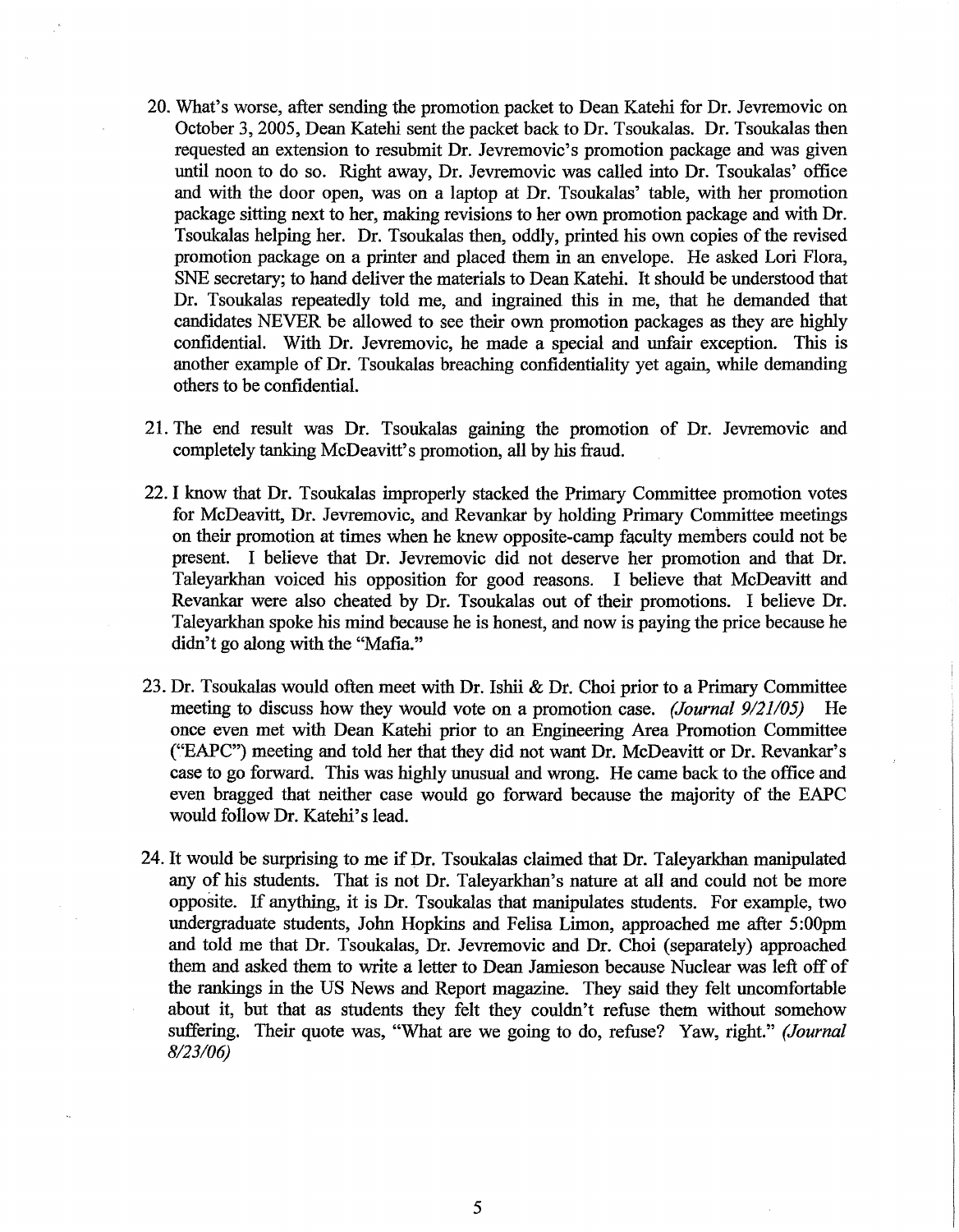20. What's worse, after sending the promotion packet to Dean Katehi for Dr. Jevremovic on October 3, 2005, Dean Katehi sent the packet back to Dr. Tsoukalas. Dr. Tsoukalas then requested an extension to resubmit Dr. Jevremovic's promotion package and was given until noon to do so. Right away, Dr. Jevremovic was called into Dr. Tsoukalas' office and with the door open, was on a laptop at Dr. Tsoukalas' table, with her promotion package sitting next to her, making revisions to her own promotion package and with Dr. Tsoukalas helping her. Dr. Tsoukalas then, oddly, printed his own copies of the revised promotion package on a printer and placed them in an envelope. He asked Lori Flora, SNE secretary; to hand deliver the materials to Dean Katehi. It should be understood that Dr. Tsoukalas repeatedly told me, and ingrained this in me, that he demanded that candidates NEVER be allowed to see their own promotion packages as they are highly confidential. With Dr. Jevremovic, he made a special and unfair exception. This is another example of Dr. Tsoukalas breaching confidentiality yet again, while demanding others to be confidential.

21. The end result was Dr. Tsoukalas gaining the promotion of Dr. Jevremovic and completely tanking McDeavitt's promotion, all by his fraud.

22. I know that Dr. Tsoukalas improperly stacked the Primary Committee promotion votes for McDeavitt, Dr. Jevremovic, and Revankar by holding Primary Committee meetings on their promotion at times when he knew opposite-camp faculty members could not be present. I believe that Dr. Jevremovic did not deserve her promotion and that Dr. Taleyarkhan voiced his opposition for good reasons. I believe that McDeavitt and Revankar were also cheated by Dr. Tsoukalas out of their promotions. I believe Dr. Taleyarkhan spoke his mind because he is honest, and now is paying the price because he didn't go along with the "Mafia."

23. Dr. Tsoukalas would often meet with Dr. Ishii & Dr. Choi prior to a Primary Committee meeting to discuss how they would vote on a promotion case. *(Journal 9/21/05)* He once even met with Dean Katehi prior to an Engineering Area Promotion Committee ("EAPC") meeting and told her that they did not want Dr. McDeavitt or Dr. Revankar's case to go forward. This was highly unusual and wrong. He came back to the office and even bragged that neither case would go forward because the majority of the EAPC would follow Dr. Katehi's lead.

24. It would be surprising to me if Dr. Tsoukalas claimed that Dr. Taleyarkhan manipulated any of his students. That is not Dr. Taleyarkhan's nature at all and could not be more opposite. If anything, it is Dr. Tsoukalas that manipulates students. For example, two undergraduate students, John Hopkins and Felisa Limon, approached me after 5:00pm and told me that Dr. Tsoukalas, Dr. Jevremovic and Dr. Choi (separately) approached them and asked them to write a letter to Dean Jamieson because Nuclear was left off of the rankings in the US News and Report magazine. They said they felt uncomfortable about it, but that as students they felt they couldn't refuse them without somehow suffering. Their quote was, "What are we going to do, refuse? Yaw, right." *(Journal 8/23/06)*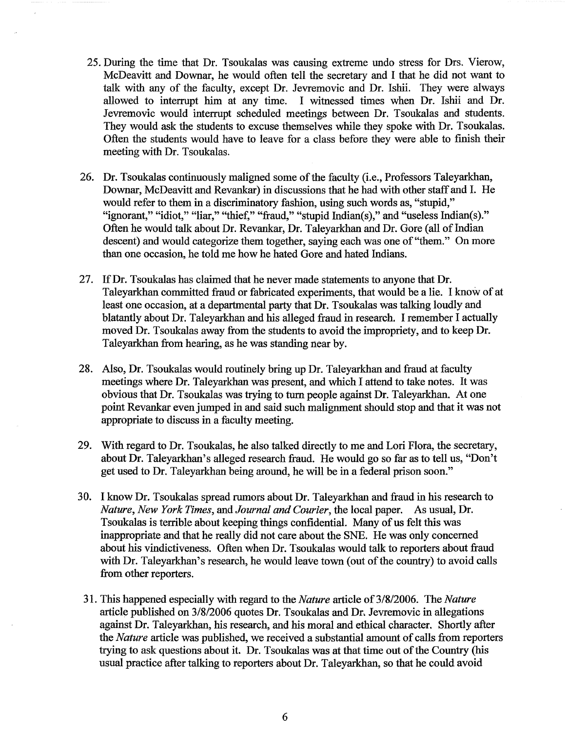25. During the time that Dr. Tsoukalas was causing extreme undo stress for Drs. Vierow, McDeavitt and Downar, he would often tell the secretary and I that he did not want to talk with any of the faculty, except Dr. Jevremovic and Dr. Ishii. They were always allowed to interrupt him at any time. I witnessed times when Dr. Ishii and Dr. Jevremovic would interrupt scheduled meetings between Dr. Tsoukalas and students. They would ask the students to excuse themselves while they spoke with Dr. Tsoukalas. Often the students would have to leave for a class before they were able to finish their meeting with Dr. Tsoukalas.

26. Dr. Tsoukalas continuously maligned some of the faculty (i.e., Professors Taleyarkhan, Downar, McDeavitt and Revankar) in discussions that he had with other staff and I. He would refer to them in a discriminatory fashion, using such words as, "stupid," "ignorant," "idiot," "liar," "thief," "fraud," "stupid Indian(s)," and "useless Indian(s)." Often he would talk about Dr. Revankar, Dr. Taleyarkhan and Dr. Gore (all of Indian descent) and would categorize them together, saying each was one of "them." On more than one occasion, he told me how he hated Gore and hated Indians.

27. If Dr. Tsoukalas has claimed that he never made statements to anyone that Dr. Taleyarkhan committed fraud or fabricated experiments, that would be a lie. I know of at least one occasion, at a departmental party that Dr. Tsoukalas was talking loudly and blatantly about Dr. Taleyarkhan and his alleged fraud in research. I remember I actually moved Dr. Tsoukalas away from the students to avoid the impropriety, and to keep Dr. Taleyarkhan from hearing, as he was standing near by.

28. Also, Dr. Tsoukalas would routinely bring up Dr. Taleyarkhan and fraud at faculty meetings where Dr. Taleyarkhan was present, and which I attend to take notes. It was obvious that Dr. Tsoukalas was trying to turn people against Dr. Taleyarkhan. At one point Revankar even jumped in and said such malignment should stop and that it was not appropriate to discuss in a faculty meeting.

29. With regard to Dr. Tsoukalas, he also talked directly to me and Lori Flora, the secretary, about Dr. Taleyarkhan's alleged research fraud. He would go so far as to tell us, "Don't get used to Dr. Taleyarkhan being around, he will be in a federal prison soon."

30. I know Dr. Tsoukalas spread rumors about Dr. Taleyarkhan and fraud in his research to *Nature*, *New York Times*, and *Journal and Courier*, the local paper. As usual, Dr. Tsoukalas is terrible about keeping things confidential. Many of us felt this was inappropriate and that he really did not care about the SNE. He was only concerned about his vindictiveness. Often when Dr. Tsoukalas would talk to reporters about fraud with Dr. Taleyarkhan's research, he would leave town (out of the country) to avoid calls from other reporters.

31. This happened especially with regard to the *Nature* article of 3/8/2006. The *Nature* article published on 3/8/2006 quotes Dr. Tsoukalas and Dr. Jevremovic in allegations against Dr. Taleyarkhan, his research, and his moral and ethical character. Shortly after the *Nature* article was published, we received a substantial amount of calls from reporters trying to ask questions about it. Dr. Tsoukalas was at that time out of the Country (his usual practice after talking to reporters about Dr. Taleyarkhan, so that he could avoid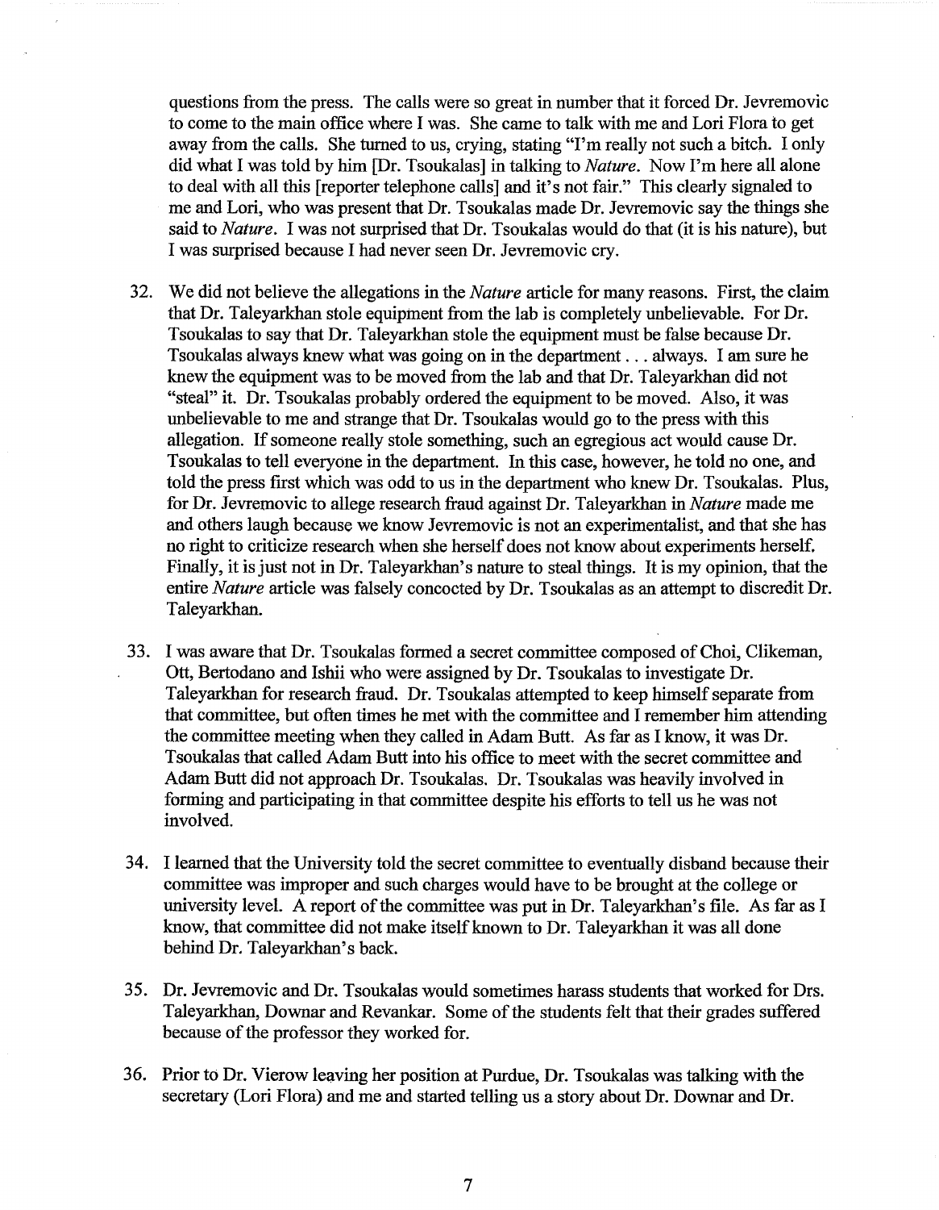questions from the press. The calls were so great in number that it forced Dr. Jevremovic to come to the main office where I was. She came to talk with me and Lori Flora to get away from the calls. She turned to us, crying, stating "I'm really not such a bitch. I only did what I was told by him [Dr. Tsoukalas] in talking to *Nature*. Now I'm here all alone to deal with all this [reporter telephone calls] and it's not fair." This clearly signaled to me and Lori, who was present that Dr. Tsoukalas made Dr. Jevremovic say the things she said to *Nature*. I was not surprised that Dr. Tsoukalas would do that (it is his nature), but I was surprised because I had never seen Dr. Jevremovic cry.

32. We did not believe the allegations in the *Nature* article for many reasons. First, the claim that Dr. Taleyarkhan stole equipment from the lab is completely unbelievable. For Dr. Tsoukalas to say that Dr. Taleyarkhan stole the equipment must be false because Dr. Tsoukalas always knew what was going on in the department . . . always. I am sure he knew the equipment was to be moved from the lab and that Dr. Taleyarkhan did not "steal" it. Dr. Tsoukalas probably ordered the equipment to be moved. Also, it was unbelievable to me and strange that Dr. Tsoukalas would go to the press with this allegation. If someone really stole something, such an egregious act would cause Dr. Tsoukalas to tell everyone in the department. In this case, however, he told no one, and told the press first which was odd to us in the department who knew Dr. Tsoukalas. Plus, for Dr. Jevremovic to allege research fraud against Dr. Taleyarkhan in *Nature* made me and others laugh because we know Jevremovic is not an experimentalist, and that she has no right to criticize research when she herself does not know about experiments herself. Finally, it is just not in Dr. Taleyarkhan's nature to steal things. It is my opinion, that the entire *Nature* article was falsely concocted by Dr. Tsoukalas as an attempt to discredit Dr. Taleyarkhan.

33. I was aware that Dr. Tsoukalas formed a secret committee composed of Choi, Clikeman, Ott, Bertodano and Ishii who were assigned by Dr. Tsoukalas to investigate Dr. Taleyarkhan for research fraud. Dr. Tsoukalas attempted to keep himself separate from that committee, but often times he met with the committee and I remember him attending the committee meeting when they called in Adam Butt. As far as I know, it was Dr. Tsoukalas that called Adam Butt into his office to meet with the secret committee and Adam Butt did not approach Dr. Tsoukalas. Dr. Tsoukalas was heavily involved in forming and participating in that committee despite his efforts to tell us he was not involved.

34. I learned that the University told the secret committee to eventually disband because their committee was improper and such charges would have to be brought at the college or university level. A report of the committee was put in Dr. Taleyarkhan's file. As far as I know, that committee did not make itself known to Dr. Taleyarkhan it was all done behind Dr. Taleyarkhan's back.

35. Dr. Jevremovic and Dr. Tsoukalas would sometimes harass students that worked for Drs. Taleyarkhan, Downar and Revankar. Some of the students felt that their grades suffered because of the professor they worked for.

36. Prior to Dr. Vierow leaving her position at Purdue, Dr. Tsoukalas was talking with the secretary (Lori Flora) and me and started telling us a story about Dr. Downar and Dr.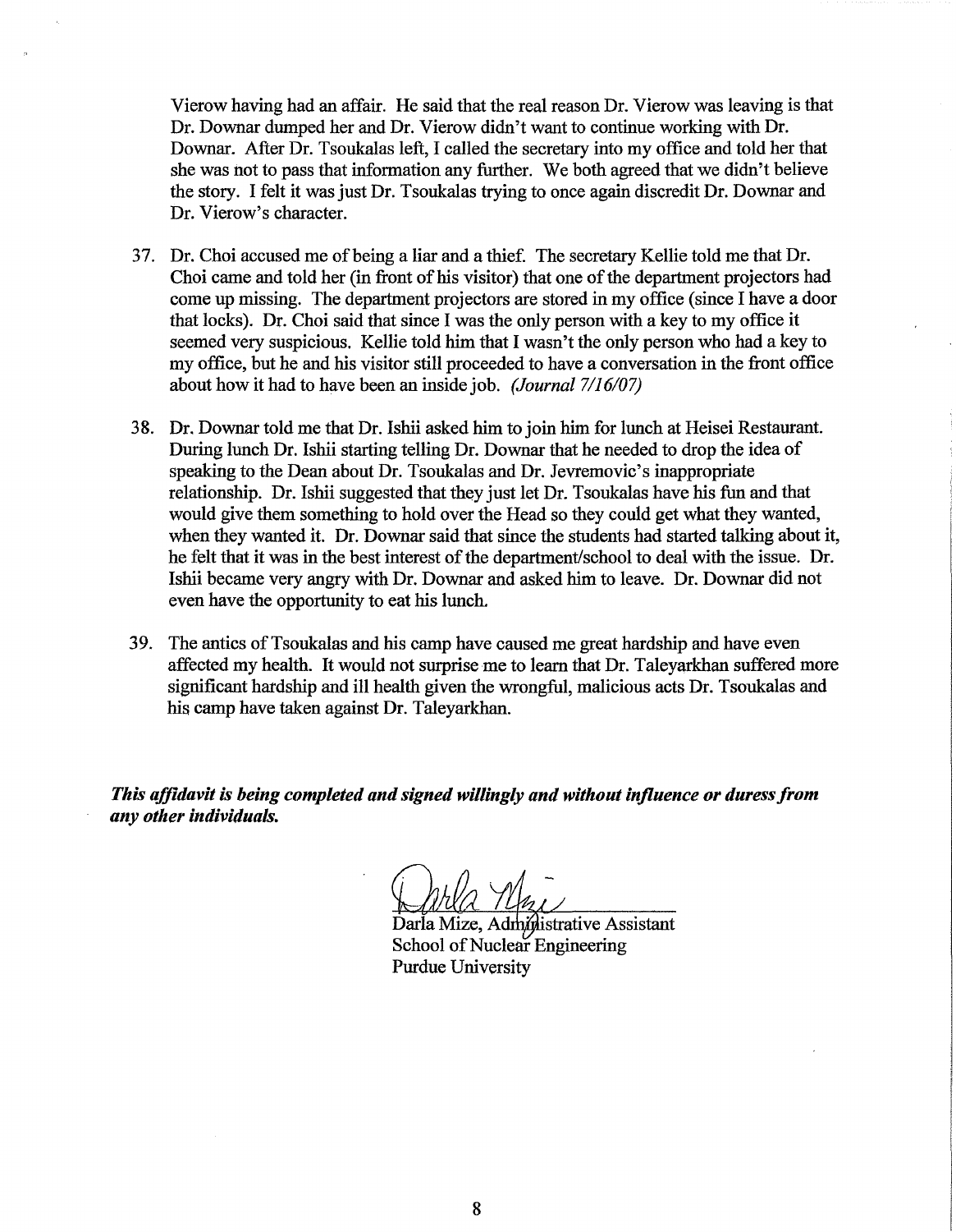Vierow having had an affair. He said that the real reason Dr. Vierow was leaving is that Dr. Downar dumped her and Dr. Vierow didn't want to continue working with Dr. Downar. After Dr. Tsoukalas left, I called the secretary into my office and told her that she was not to pass that information any further. We both agreed that we didn't believe the story. I felt it was just Dr. Tsoukalas trying to once again discredit Dr. Downar and Dr. Vierow's character.

37. Dr. Choi accused me of being a liar and a thief. The secretary Kellie told me that Dr. Choi came and told her (in front of his visitor) that one of the department projectors had come up missing. The department projectors are stored in my office (since I have a door that locks). Dr. Choi said that since I was the only person with a key to my office it seemed very suspicious. Kellie told him that I wasn't the only person who had a key to my office, but he and his visitor still proceeded to have a conversation in the front office about how it had to have been an inside job. *(Journal 7/16/07)*

38. Dr. Downar told me that Dr. Ishii asked him to join him for lunch at Heisei Restaurant. During lunch Dr. Ishii starting telling Dr. Downar that he needed to drop the idea of speaking to the Dean about Dr. Tsoukalas and Dr. Jevremovic's inappropriate relationship. Dr. Ishii suggested that they just let Dr. Tsoukalas have his fun and that would give them something to hold over the Head so they could get what they wanted, when they wanted it. Dr. Downar said that since the students had started talking about it, he felt that it was in the best interest of the department/school to deal with the issue. Dr. Ishii became very angry with Dr. Downar and asked him to leave. Dr. Downar did not even have the opportunity to eat his lunch.

39. The antics of Tsoukalas and his camp have caused me great hardship and have even affected my health. It would not surprise me to learn that Dr. Taleyarkhan suffered more significant hardship and ill health given the wrongful, malicious acts Dr. Tsoukalas and his camp have taken against Dr. Taleyarkhan.

***This affidavit is being completed and signed willingly and without influence or duress from any other individuals.***

Darla Mize, Administrative Assistant
School of Nuclear Engineering
Purdue University